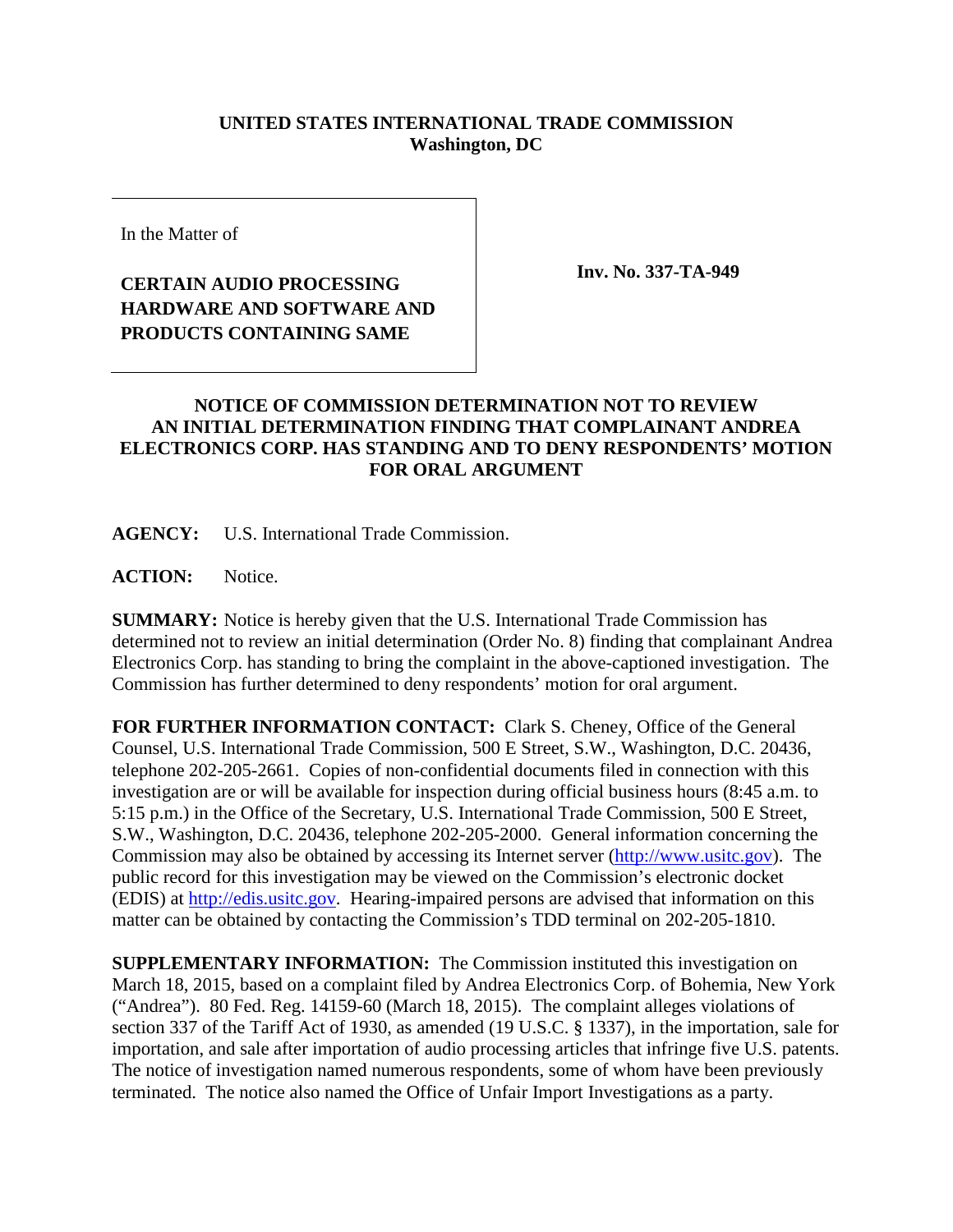**UNITED STATES INTERNATIONAL TRADE COMMISSION**
**Washington, DC**

In the Matter of

**CERTAIN AUDIO PROCESSING HARDWARE AND SOFTWARE AND PRODUCTS CONTAINING SAME**

**Inv. No. 337-TA-949**

**NOTICE OF COMMISSION DETERMINATION NOT TO REVIEW AN INITIAL DETERMINATION FINDING THAT COMPLAINANT ANDREA ELECTRONICS CORP. HAS STANDING AND TO DENY RESPONDENTS' MOTION FOR ORAL ARGUMENT**

**AGENCY:** U.S. International Trade Commission.

**ACTION:** Notice.

**SUMMARY:** Notice is hereby given that the U.S. International Trade Commission has determined not to review an initial determination (Order No. 8) finding that complainant Andrea Electronics Corp. has standing to bring the complaint in the above-captioned investigation. The Commission has further determined to deny respondents' motion for oral argument.

**FOR FURTHER INFORMATION CONTACT:** Clark S. Cheney, Office of the General Counsel, U.S. International Trade Commission, 500 E Street, S.W., Washington, D.C. 20436, telephone 202-205-2661. Copies of non-confidential documents filed in connection with this investigation are or will be available for inspection during official business hours (8:45 a.m. to 5:15 p.m.) in the Office of the Secretary, U.S. International Trade Commission, 500 E Street, S.W., Washington, D.C. 20436, telephone 202-205-2000. General information concerning the Commission may also be obtained by accessing its Internet server (http://www.usitc.gov). The public record for this investigation may be viewed on the Commission's electronic docket (EDIS) at http://edis.usitc.gov. Hearing-impaired persons are advised that information on this matter can be obtained by contacting the Commission's TDD terminal on 202-205-1810.

**SUPPLEMENTARY INFORMATION:** The Commission instituted this investigation on March 18, 2015, based on a complaint filed by Andrea Electronics Corp. of Bohemia, New York ("Andrea"). 80 Fed. Reg. 14159-60 (March 18, 2015). The complaint alleges violations of section 337 of the Tariff Act of 1930, as amended (19 U.S.C. § 1337), in the importation, sale for importation, and sale after importation of audio processing articles that infringe five U.S. patents. The notice of investigation named numerous respondents, some of whom have been previously terminated. The notice also named the Office of Unfair Import Investigations as a party.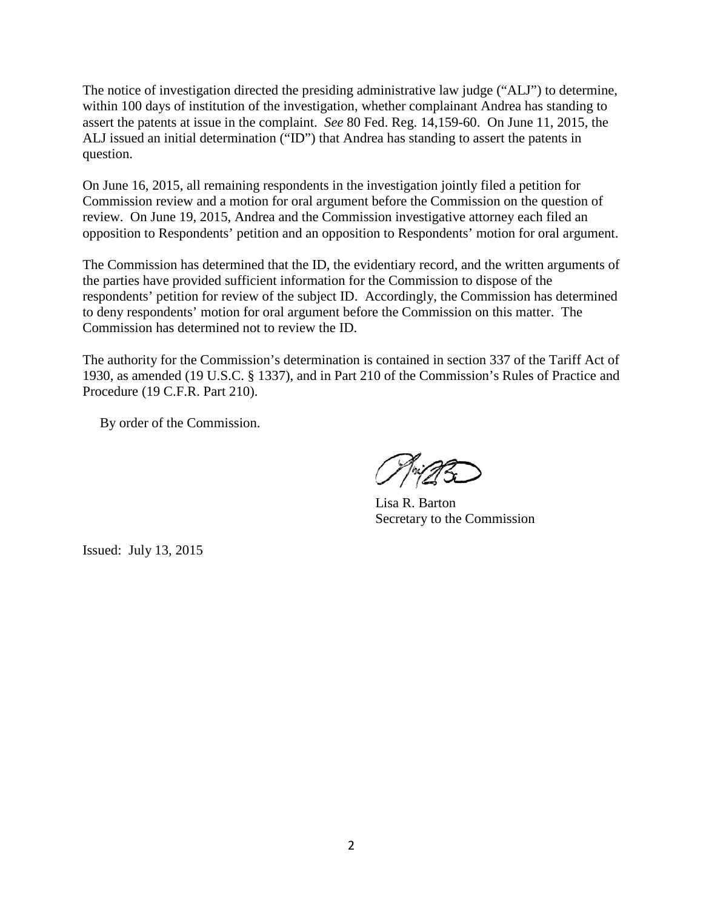The notice of investigation directed the presiding administrative law judge ("ALJ") to determine, within 100 days of institution of the investigation, whether complainant Andrea has standing to assert the patents at issue in the complaint. *See* 80 Fed. Reg. 14,159-60. On June 11, 2015, the ALJ issued an initial determination ("ID") that Andrea has standing to assert the patents in question.

On June 16, 2015, all remaining respondents in the investigation jointly filed a petition for Commission review and a motion for oral argument before the Commission on the question of review. On June 19, 2015, Andrea and the Commission investigative attorney each filed an opposition to Respondents' petition and an opposition to Respondents' motion for oral argument.

The Commission has determined that the ID, the evidentiary record, and the written arguments of the parties have provided sufficient information for the Commission to dispose of the respondents' petition for review of the subject ID. Accordingly, the Commission has determined to deny respondents' motion for oral argument before the Commission on this matter. The Commission has determined not to review the ID.

The authority for the Commission's determination is contained in section 337 of the Tariff Act of 1930, as amended (19 U.S.C. § 1337), and in Part 210 of the Commission's Rules of Practice and Procedure (19 C.F.R. Part 210).

By order of the Commission.

Lisa R. Barton
Secretary to the Commission

Issued: July 13, 2015